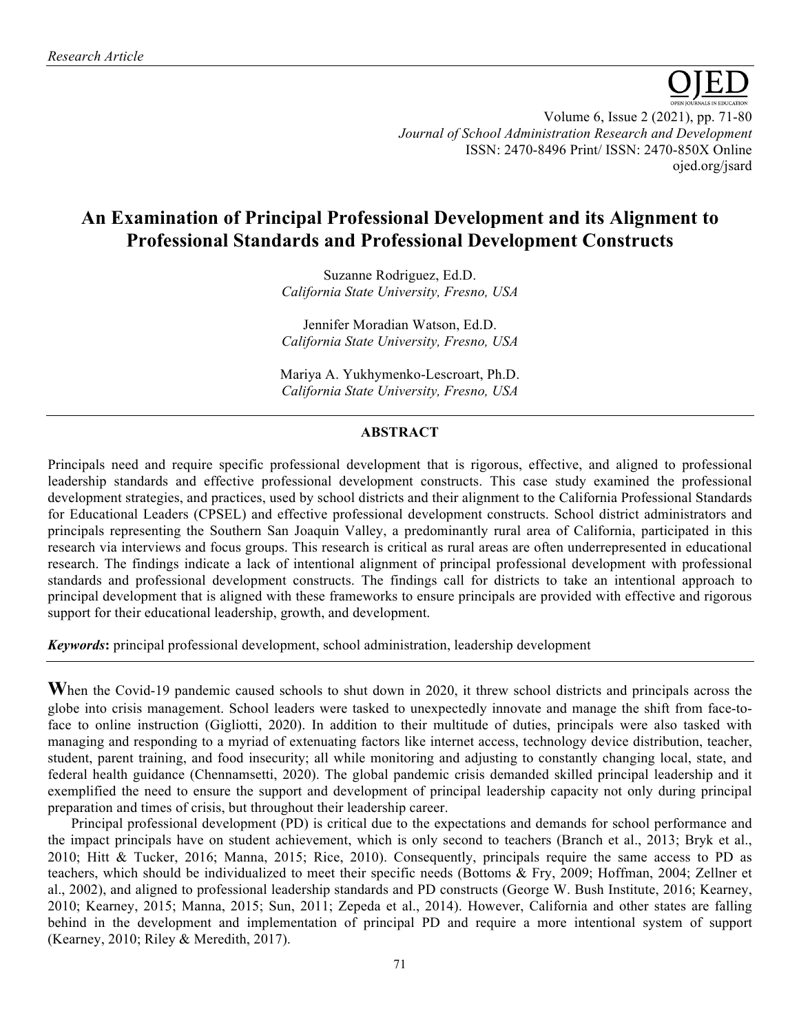*Research Article*

# An Examination of Principal Professional Development and its Alignment to Professional Standards and Professional Development Constructs

Suzanne Rodriguez, Ed.D.
*California State University, Fresno, USA*

Jennifer Moradian Watson, Ed.D.
*California State University, Fresno, USA*

Mariya A. Yukhymenko-Lescroart, Ph.D.
*California State University, Fresno, USA*

## ABSTRACT

Principals need and require specific professional development that is rigorous, effective, and aligned to professional leadership standards and effective professional development constructs. This case study examined the professional development strategies, and practices, used by school districts and their alignment to the California Professional Standards for Educational Leaders (CPSEL) and effective professional development constructs. School district administrators and principals representing the Southern San Joaquin Valley, a predominantly rural area of California, participated in this research via interviews and focus groups. This research is critical as rural areas are often underrepresented in educational research. The findings indicate a lack of intentional alignment of principal professional development with professional standards and professional development constructs. The findings call for districts to take an intentional approach to principal development that is aligned with these frameworks to ensure principals are provided with effective and rigorous support for their educational leadership, growth, and development.

***Keywords*:** principal professional development, school administration, leadership development

**W**hen the Covid-19 pandemic caused schools to shut down in 2020, it threw school districts and principals across the globe into crisis management. School leaders were tasked to unexpectedly innovate and manage the shift from face-to-face to online instruction (Gigliotti, 2020). In addition to their multitude of duties, principals were also tasked with managing and responding to a myriad of extenuating factors like internet access, technology device distribution, teacher, student, parent training, and food insecurity; all while monitoring and adjusting to constantly changing local, state, and federal health guidance (Chennamsetti, 2020). The global pandemic crisis demanded skilled principal leadership and it exemplified the need to ensure the support and development of principal leadership capacity not only during principal preparation and times of crisis, but throughout their leadership career.

Principal professional development (PD) is critical due to the expectations and demands for school performance and the impact principals have on student achievement, which is only second to teachers (Branch et al., 2013; Bryk et al., 2010; Hitt & Tucker, 2016; Manna, 2015; Rice, 2010). Consequently, principals require the same access to PD as teachers, which should be individualized to meet their specific needs (Bottoms & Fry, 2009; Hoffman, 2004; Zellner et al., 2002), and aligned to professional leadership standards and PD constructs (George W. Bush Institute, 2016; Kearney, 2010; Kearney, 2015; Manna, 2015; Sun, 2011; Zepeda et al., 2014). However, California and other states are falling behind in the development and implementation of principal PD and require a more intentional system of support (Kearney, 2010; Riley & Meredith, 2017).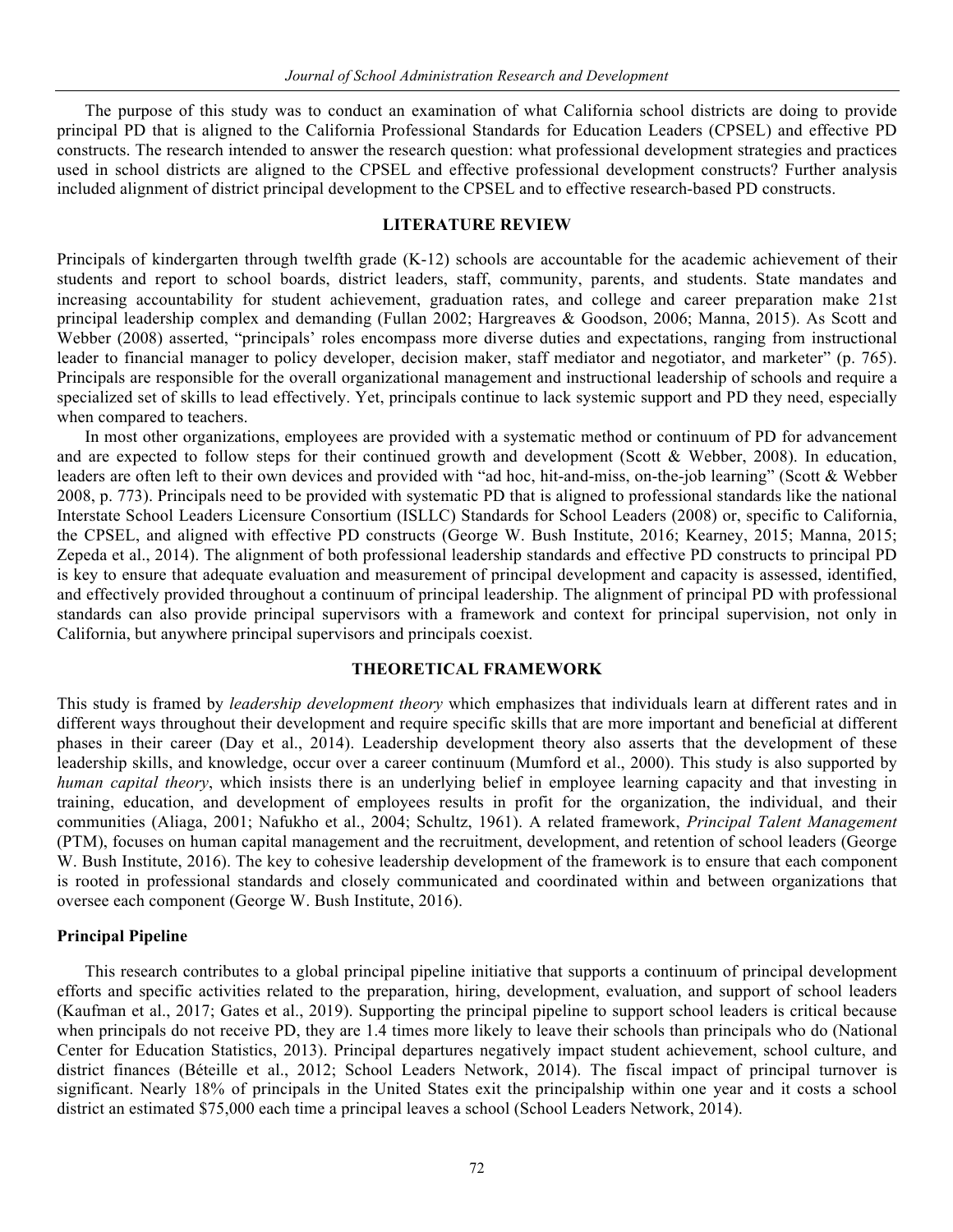The purpose of this study was to conduct an examination of what California school districts are doing to provide principal PD that is aligned to the California Professional Standards for Education Leaders (CPSEL) and effective PD constructs. The research intended to answer the research question: what professional development strategies and practices used in school districts are aligned to the CPSEL and effective professional development constructs? Further analysis included alignment of district principal development to the CPSEL and to effective research-based PD constructs.

## LITERATURE REVIEW

Principals of kindergarten through twelfth grade (K-12) schools are accountable for the academic achievement of their students and report to school boards, district leaders, staff, community, parents, and students. State mandates and increasing accountability for student achievement, graduation rates, and college and career preparation make 21st principal leadership complex and demanding (Fullan 2002; Hargreaves & Goodson, 2006; Manna, 2015). As Scott and Webber (2008) asserted, "principals' roles encompass more diverse duties and expectations, ranging from instructional leader to financial manager to policy developer, decision maker, staff mediator and negotiator, and marketer" (p. 765). Principals are responsible for the overall organizational management and instructional leadership of schools and require a specialized set of skills to lead effectively. Yet, principals continue to lack systemic support and PD they need, especially when compared to teachers.

In most other organizations, employees are provided with a systematic method or continuum of PD for advancement and are expected to follow steps for their continued growth and development (Scott & Webber, 2008). In education, leaders are often left to their own devices and provided with "ad hoc, hit-and-miss, on-the-job learning" (Scott & Webber 2008, p. 773). Principals need to be provided with systematic PD that is aligned to professional standards like the national Interstate School Leaders Licensure Consortium (ISLLC) Standards for School Leaders (2008) or, specific to California, the CPSEL, and aligned with effective PD constructs (George W. Bush Institute, 2016; Kearney, 2015; Manna, 2015; Zepeda et al., 2014). The alignment of both professional leadership standards and effective PD constructs to principal PD is key to ensure that adequate evaluation and measurement of principal development and capacity is assessed, identified, and effectively provided throughout a continuum of principal leadership. The alignment of principal PD with professional standards can also provide principal supervisors with a framework and context for principal supervision, not only in California, but anywhere principal supervisors and principals coexist.

## THEORETICAL FRAMEWORK

This study is framed by *leadership development theory* which emphasizes that individuals learn at different rates and in different ways throughout their development and require specific skills that are more important and beneficial at different phases in their career (Day et al., 2014). Leadership development theory also asserts that the development of these leadership skills, and knowledge, occur over a career continuum (Mumford et al., 2000). This study is also supported by *human capital theory*, which insists there is an underlying belief in employee learning capacity and that investing in training, education, and development of employees results in profit for the organization, the individual, and their communities (Aliaga, 2001; Nafukho et al., 2004; Schultz, 1961). A related framework, *Principal Talent Management* (PTM), focuses on human capital management and the recruitment, development, and retention of school leaders (George W. Bush Institute, 2016). The key to cohesive leadership development of the framework is to ensure that each component is rooted in professional standards and closely communicated and coordinated within and between organizations that oversee each component (George W. Bush Institute, 2016).

### Principal Pipeline

This research contributes to a global principal pipeline initiative that supports a continuum of principal development efforts and specific activities related to the preparation, hiring, development, evaluation, and support of school leaders (Kaufman et al., 2017; Gates et al., 2019). Supporting the principal pipeline to support school leaders is critical because when principals do not receive PD, they are 1.4 times more likely to leave their schools than principals who do (National Center for Education Statistics, 2013). Principal departures negatively impact student achievement, school culture, and district finances (Béteille et al., 2012; School Leaders Network, 2014). The fiscal impact of principal turnover is significant. Nearly 18% of principals in the United States exit the principalship within one year and it costs a school district an estimated $75,000 each time a principal leaves a school (School Leaders Network, 2014).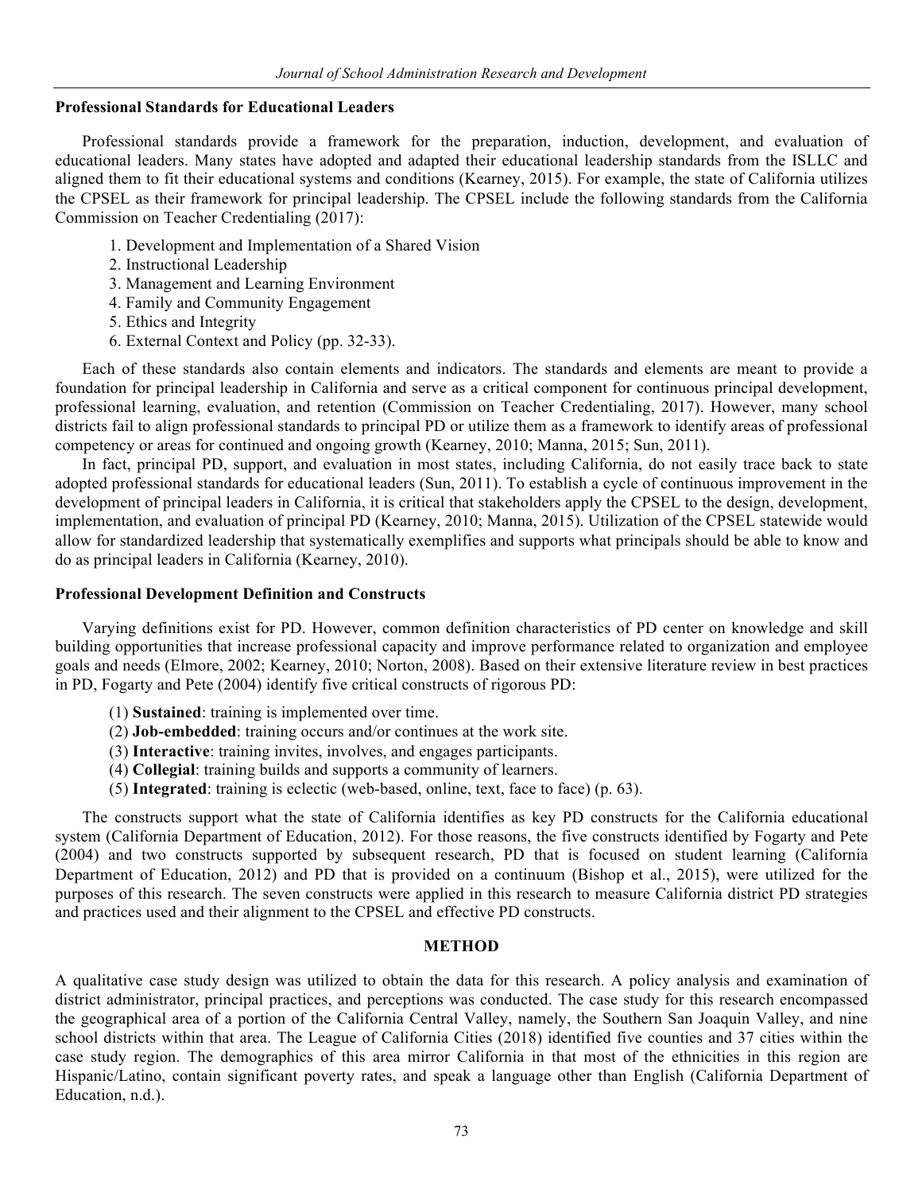### Professional Standards for Educational Leaders

Professional standards provide a framework for the preparation, induction, development, and evaluation of educational leaders. Many states have adopted and adapted their educational leadership standards from the ISLLC and aligned them to fit their educational systems and conditions (Kearney, 2015). For example, the state of California utilizes the CPSEL as their framework for principal leadership. The CPSEL include the following standards from the California Commission on Teacher Credentialing (2017):

1. Development and Implementation of a Shared Vision
2. Instructional Leadership
3. Management and Learning Environment
4. Family and Community Engagement
5. Ethics and Integrity
6. External Context and Policy (pp. 32-33).

Each of these standards also contain elements and indicators. The standards and elements are meant to provide a foundation for principal leadership in California and serve as a critical component for continuous principal development, professional learning, evaluation, and retention (Commission on Teacher Credentialing, 2017). However, many school districts fail to align professional standards to principal PD or utilize them as a framework to identify areas of professional competency or areas for continued and ongoing growth (Kearney, 2010; Manna, 2015; Sun, 2011).

In fact, principal PD, support, and evaluation in most states, including California, do not easily trace back to state adopted professional standards for educational leaders (Sun, 2011). To establish a cycle of continuous improvement in the development of principal leaders in California, it is critical that stakeholders apply the CPSEL to the design, development, implementation, and evaluation of principal PD (Kearney, 2010; Manna, 2015). Utilization of the CPSEL statewide would allow for standardized leadership that systematically exemplifies and supports what principals should be able to know and do as principal leaders in California (Kearney, 2010).

### Professional Development Definition and Constructs

Varying definitions exist for PD. However, common definition characteristics of PD center on knowledge and skill building opportunities that increase professional capacity and improve performance related to organization and employee goals and needs (Elmore, 2002; Kearney, 2010; Norton, 2008). Based on their extensive literature review in best practices in PD, Fogarty and Pete (2004) identify five critical constructs of rigorous PD:

(1) **Sustained**: training is implemented over time.
(2) **Job-embedded**: training occurs and/or continues at the work site.
(3) **Interactive**: training invites, involves, and engages participants.
(4) **Collegial**: training builds and supports a community of learners.
(5) **Integrated**: training is eclectic (web-based, online, text, face to face) (p. 63).

The constructs support what the state of California identifies as key PD constructs for the California educational system (California Department of Education, 2012). For those reasons, the five constructs identified by Fogarty and Pete (2004) and two constructs supported by subsequent research, PD that is focused on student learning (California Department of Education, 2012) and PD that is provided on a continuum (Bishop et al., 2015), were utilized for the purposes of this research. The seven constructs were applied in this research to measure California district PD strategies and practices used and their alignment to the CPSEL and effective PD constructs.

## METHOD

A qualitative case study design was utilized to obtain the data for this research. A policy analysis and examination of district administrator, principal practices, and perceptions was conducted. The case study for this research encompassed the geographical area of a portion of the California Central Valley, namely, the Southern San Joaquin Valley, and nine school districts within that area. The League of California Cities (2018) identified five counties and 37 cities within the case study region. The demographics of this area mirror California in that most of the ethnicities in this region are Hispanic/Latino, contain significant poverty rates, and speak a language other than English (California Department of Education, n.d.).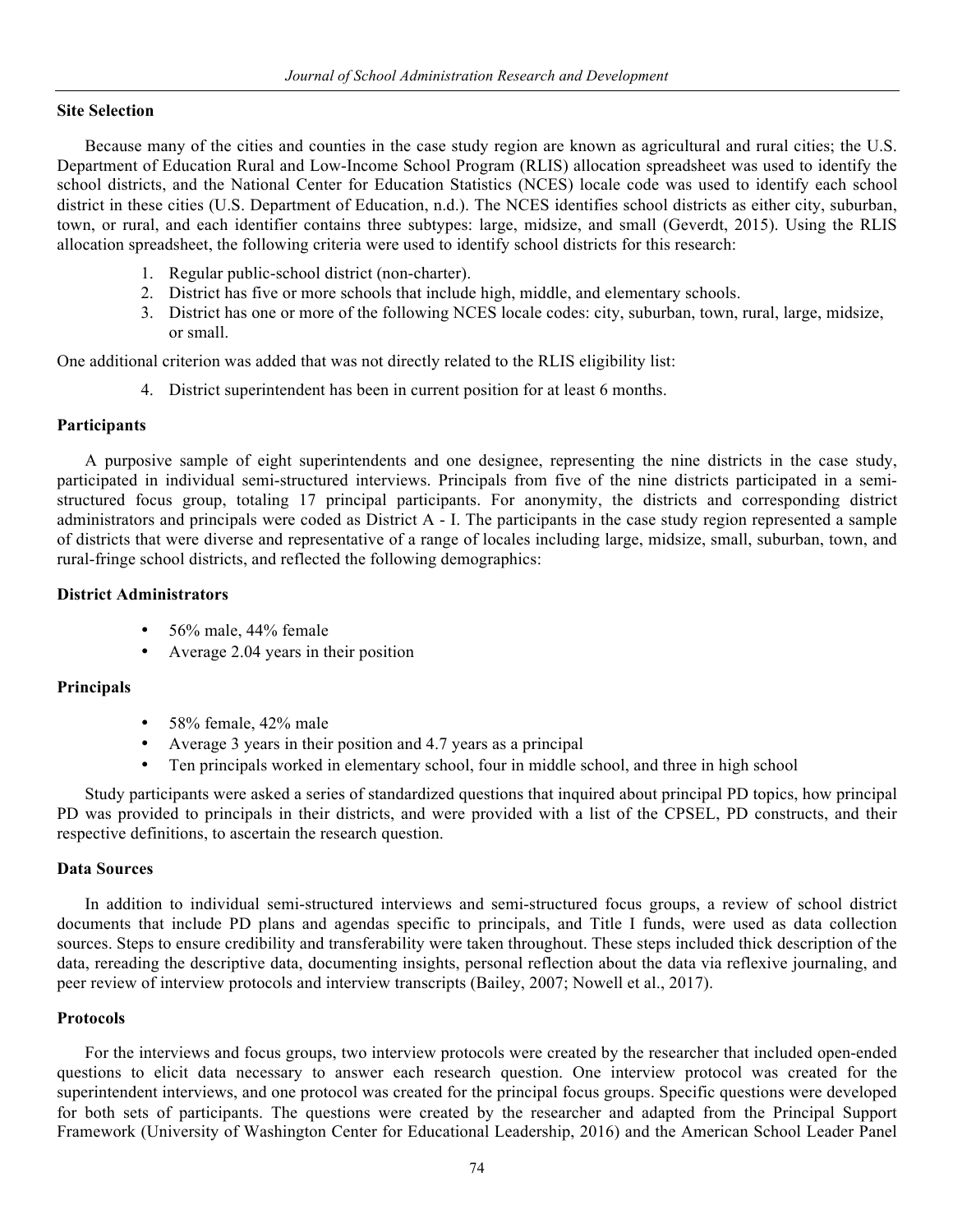## Site Selection

Because many of the cities and counties in the case study region are known as agricultural and rural cities; the U.S. Department of Education Rural and Low-Income School Program (RLIS) allocation spreadsheet was used to identify the school districts, and the National Center for Education Statistics (NCES) locale code was used to identify each school district in these cities (U.S. Department of Education, n.d.). The NCES identifies school districts as either city, suburban, town, or rural, and each identifier contains three subtypes: large, midsize, and small (Geverdt, 2015). Using the RLIS allocation spreadsheet, the following criteria were used to identify school districts for this research:

1. Regular public-school district (non-charter).
2. District has five or more schools that include high, middle, and elementary schools.
3. District has one or more of the following NCES locale codes: city, suburban, town, rural, large, midsize, or small.

One additional criterion was added that was not directly related to the RLIS eligibility list:

4. District superintendent has been in current position for at least 6 months.

## Participants

A purposive sample of eight superintendents and one designee, representing the nine districts in the case study, participated in individual semi-structured interviews. Principals from five of the nine districts participated in a semi-structured focus group, totaling 17 principal participants. For anonymity, the districts and corresponding district administrators and principals were coded as District A - I. The participants in the case study region represented a sample of districts that were diverse and representative of a range of locales including large, midsize, small, suburban, town, and rural-fringe school districts, and reflected the following demographics:

## District Administrators

- 56% male, 44% female
- Average 2.04 years in their position

## Principals

- 58% female, 42% male
- Average 3 years in their position and 4.7 years as a principal
- Ten principals worked in elementary school, four in middle school, and three in high school

Study participants were asked a series of standardized questions that inquired about principal PD topics, how principal PD was provided to principals in their districts, and were provided with a list of the CPSEL, PD constructs, and their respective definitions, to ascertain the research question.

## Data Sources

In addition to individual semi-structured interviews and semi-structured focus groups, a review of school district documents that include PD plans and agendas specific to principals, and Title I funds, were used as data collection sources. Steps to ensure credibility and transferability were taken throughout. These steps included thick description of the data, rereading the descriptive data, documenting insights, personal reflection about the data via reflexive journaling, and peer review of interview protocols and interview transcripts (Bailey, 2007; Nowell et al., 2017).

## Protocols

For the interviews and focus groups, two interview protocols were created by the researcher that included open-ended questions to elicit data necessary to answer each research question. One interview protocol was created for the superintendent interviews, and one protocol was created for the principal focus groups. Specific questions were developed for both sets of participants. The questions were created by the researcher and adapted from the Principal Support Framework (University of Washington Center for Educational Leadership, 2016) and the American School Leader Panel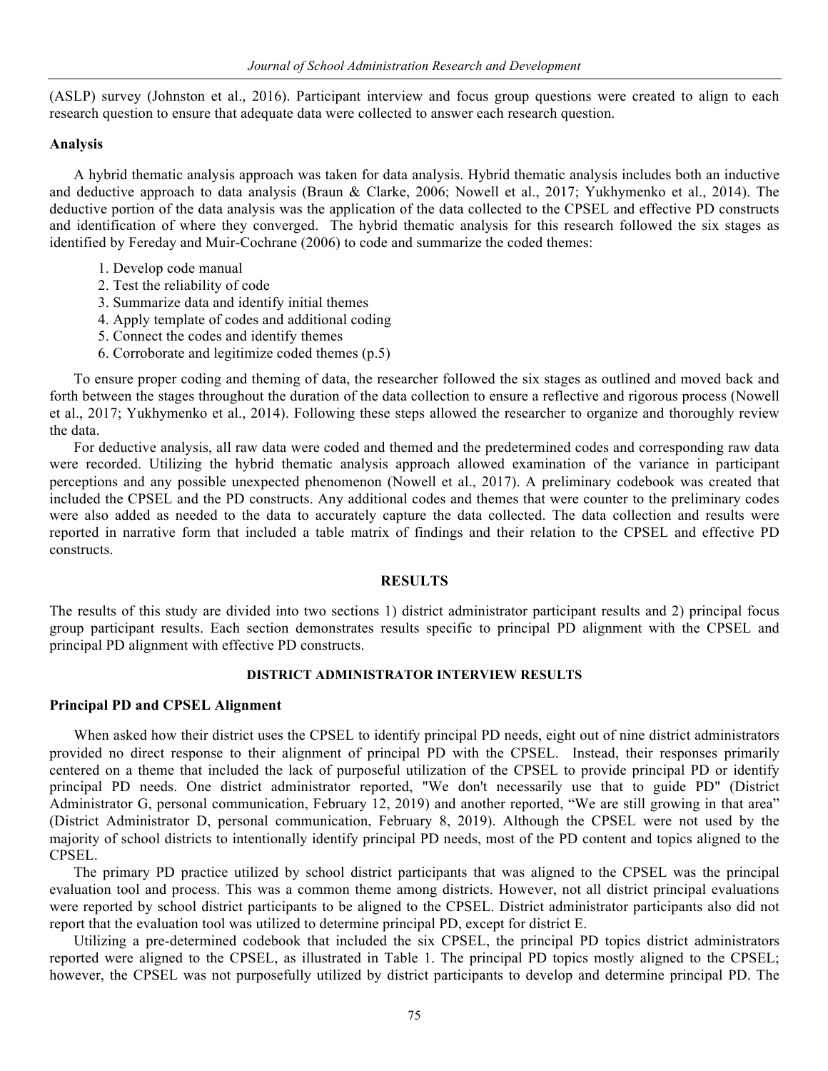(ASLP) survey (Johnston et al., 2016). Participant interview and focus group questions were created to align to each research question to ensure that adequate data were collected to answer each research question.

### Analysis

A hybrid thematic analysis approach was taken for data analysis. Hybrid thematic analysis includes both an inductive and deductive approach to data analysis (Braun & Clarke, 2006; Nowell et al., 2017; Yukhymenko et al., 2014). The deductive portion of the data analysis was the application of the data collected to the CPSEL and effective PD constructs and identification of where they converged. The hybrid thematic analysis for this research followed the six stages as identified by Fereday and Muir-Cochrane (2006) to code and summarize the coded themes:

1. Develop code manual
2. Test the reliability of code
3. Summarize data and identify initial themes
4. Apply template of codes and additional coding
5. Connect the codes and identify themes
6. Corroborate and legitimize coded themes (p.5)

To ensure proper coding and theming of data, the researcher followed the six stages as outlined and moved back and forth between the stages throughout the duration of the data collection to ensure a reflective and rigorous process (Nowell et al., 2017; Yukhymenko et al., 2014). Following these steps allowed the researcher to organize and thoroughly review the data.

For deductive analysis, all raw data were coded and themed and the predetermined codes and corresponding raw data were recorded. Utilizing the hybrid thematic analysis approach allowed examination of the variance in participant perceptions and any possible unexpected phenomenon (Nowell et al., 2017). A preliminary codebook was created that included the CPSEL and the PD constructs. Any additional codes and themes that were counter to the preliminary codes were also added as needed to the data to accurately capture the data collected. The data collection and results were reported in narrative form that included a table matrix of findings and their relation to the CPSEL and effective PD constructs.

## RESULTS

The results of this study are divided into two sections 1) district administrator participant results and 2) principal focus group participant results. Each section demonstrates results specific to principal PD alignment with the CPSEL and principal PD alignment with effective PD constructs.

### DISTRICT ADMINISTRATOR INTERVIEW RESULTS

### Principal PD and CPSEL Alignment

When asked how their district uses the CPSEL to identify principal PD needs, eight out of nine district administrators provided no direct response to their alignment of principal PD with the CPSEL. Instead, their responses primarily centered on a theme that included the lack of purposeful utilization of the CPSEL to provide principal PD or identify principal PD needs. One district administrator reported, "We don't necessarily use that to guide PD" (District Administrator G, personal communication, February 12, 2019) and another reported, "We are still growing in that area" (District Administrator D, personal communication, February 8, 2019). Although the CPSEL were not used by the majority of school districts to intentionally identify principal PD needs, most of the PD content and topics aligned to the CPSEL.

The primary PD practice utilized by school district participants that was aligned to the CPSEL was the principal evaluation tool and process. This was a common theme among districts. However, not all district principal evaluations were reported by school district participants to be aligned to the CPSEL. District administrator participants also did not report that the evaluation tool was utilized to determine principal PD, except for district E.

Utilizing a pre-determined codebook that included the six CPSEL, the principal PD topics district administrators reported were aligned to the CPSEL, as illustrated in Table 1. The principal PD topics mostly aligned to the CPSEL; however, the CPSEL was not purposefully utilized by district participants to develop and determine principal PD. The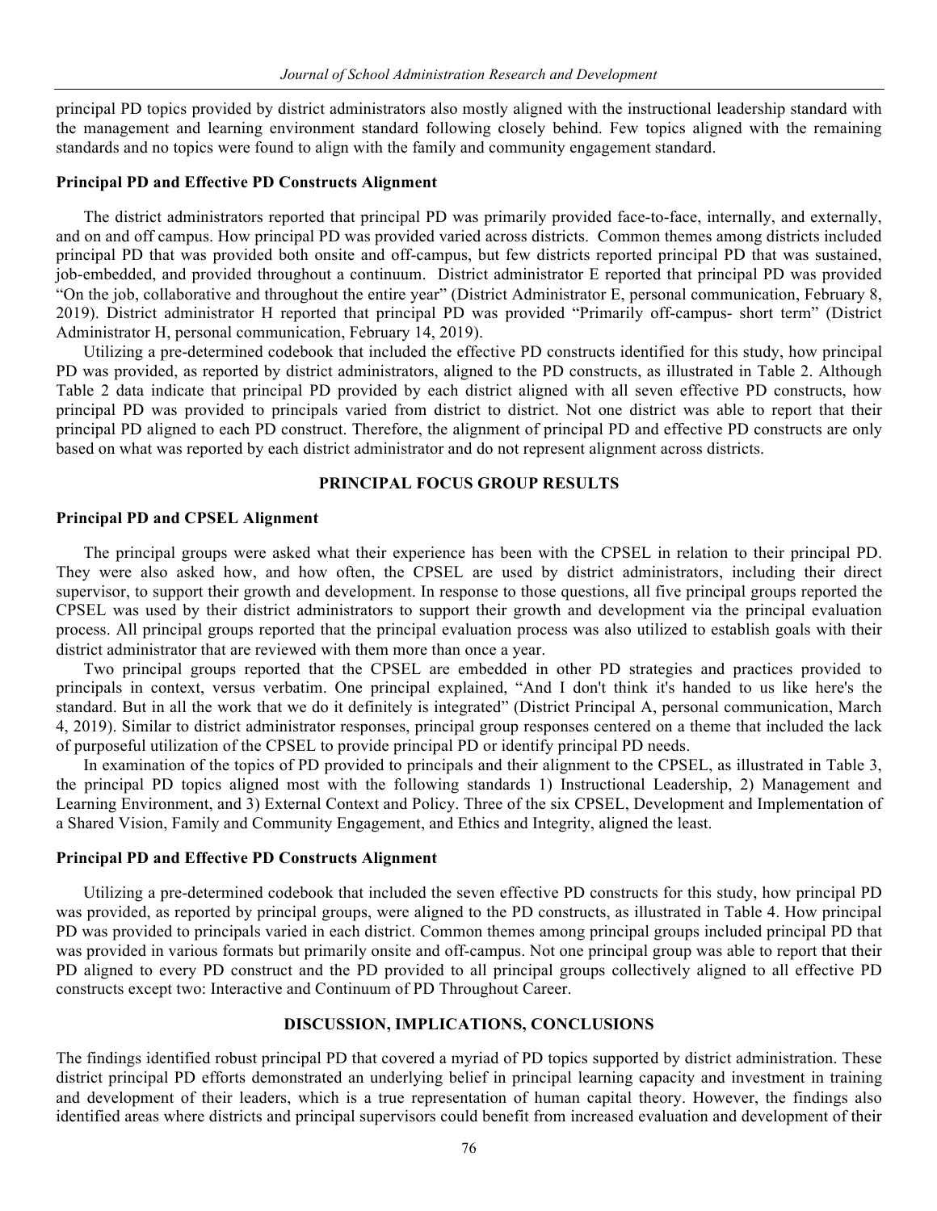principal PD topics provided by district administrators also mostly aligned with the instructional leadership standard with the management and learning environment standard following closely behind. Few topics aligned with the remaining standards and no topics were found to align with the family and community engagement standard.

### Principal PD and Effective PD Constructs Alignment

The district administrators reported that principal PD was primarily provided face-to-face, internally, and externally, and on and off campus. How principal PD was provided varied across districts. Common themes among districts included principal PD that was provided both onsite and off-campus, but few districts reported principal PD that was sustained, job-embedded, and provided throughout a continuum. District administrator E reported that principal PD was provided "On the job, collaborative and throughout the entire year" (District Administrator E, personal communication, February 8, 2019). District administrator H reported that principal PD was provided "Primarily off-campus- short term" (District Administrator H, personal communication, February 14, 2019).

Utilizing a pre-determined codebook that included the effective PD constructs identified for this study, how principal PD was provided, as reported by district administrators, aligned to the PD constructs, as illustrated in Table 2. Although Table 2 data indicate that principal PD provided by each district aligned with all seven effective PD constructs, how principal PD was provided to principals varied from district to district. Not one district was able to report that their principal PD aligned to each PD construct. Therefore, the alignment of principal PD and effective PD constructs are only based on what was reported by each district administrator and do not represent alignment across districts.

## PRINCIPAL FOCUS GROUP RESULTS

### Principal PD and CPSEL Alignment

The principal groups were asked what their experience has been with the CPSEL in relation to their principal PD. They were also asked how, and how often, the CPSEL are used by district administrators, including their direct supervisor, to support their growth and development. In response to those questions, all five principal groups reported the CPSEL was used by their district administrators to support their growth and development via the principal evaluation process. All principal groups reported that the principal evaluation process was also utilized to establish goals with their district administrator that are reviewed with them more than once a year.

Two principal groups reported that the CPSEL are embedded in other PD strategies and practices provided to principals in context, versus verbatim. One principal explained, "And I don't think it's handed to us like here's the standard. But in all the work that we do it definitely is integrated" (District Principal A, personal communication, March 4, 2019). Similar to district administrator responses, principal group responses centered on a theme that included the lack of purposeful utilization of the CPSEL to provide principal PD or identify principal PD needs.

In examination of the topics of PD provided to principals and their alignment to the CPSEL, as illustrated in Table 3, the principal PD topics aligned most with the following standards 1) Instructional Leadership, 2) Management and Learning Environment, and 3) External Context and Policy. Three of the six CPSEL, Development and Implementation of a Shared Vision, Family and Community Engagement, and Ethics and Integrity, aligned the least.

### Principal PD and Effective PD Constructs Alignment

Utilizing a pre-determined codebook that included the seven effective PD constructs for this study, how principal PD was provided, as reported by principal groups, were aligned to the PD constructs, as illustrated in Table 4. How principal PD was provided to principals varied in each district. Common themes among principal groups included principal PD that was provided in various formats but primarily onsite and off-campus. Not one principal group was able to report that their PD aligned to every PD construct and the PD provided to all principal groups collectively aligned to all effective PD constructs except two: Interactive and Continuum of PD Throughout Career.

## DISCUSSION, IMPLICATIONS, CONCLUSIONS

The findings identified robust principal PD that covered a myriad of PD topics supported by district administration. These district principal PD efforts demonstrated an underlying belief in principal learning capacity and investment in training and development of their leaders, which is a true representation of human capital theory. However, the findings also identified areas where districts and principal supervisors could benefit from increased evaluation and development of their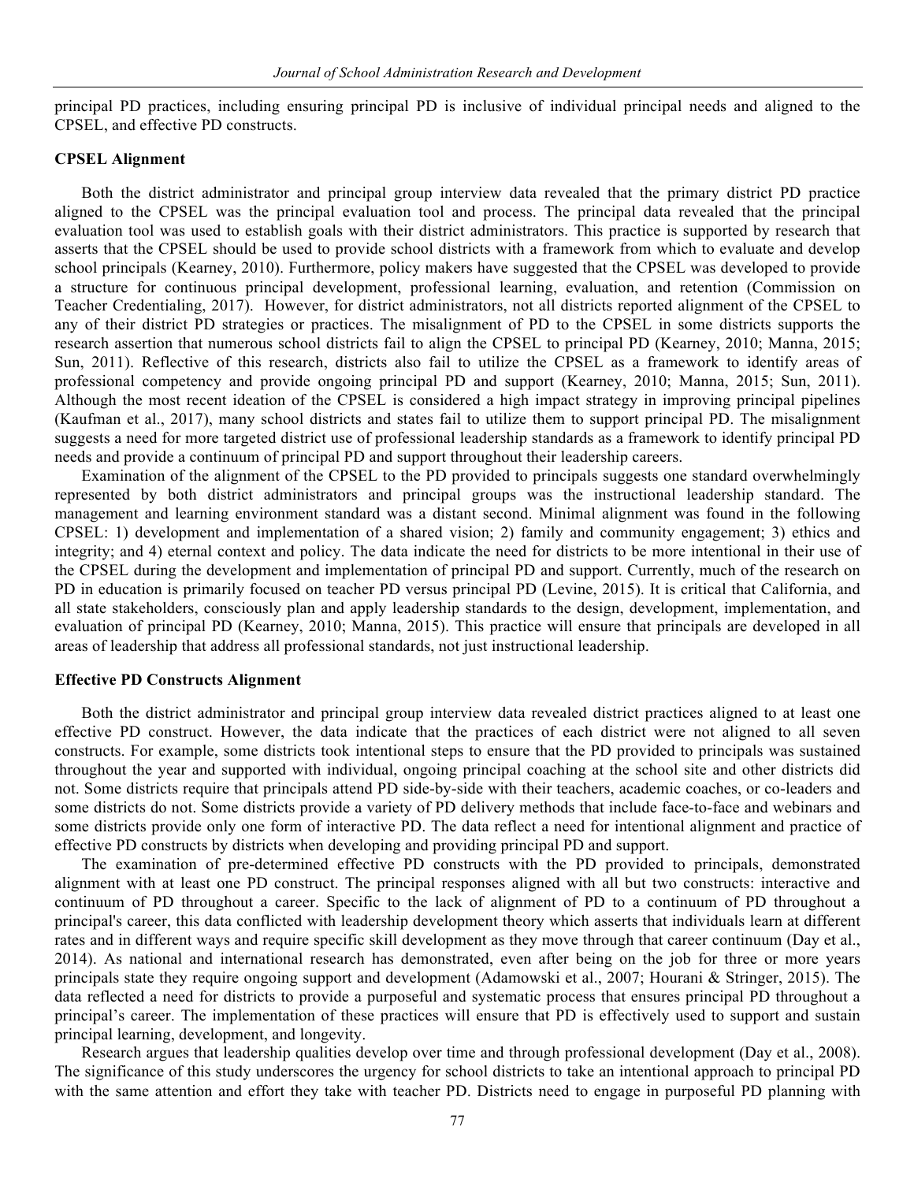principal PD practices, including ensuring principal PD is inclusive of individual principal needs and aligned to the CPSEL, and effective PD constructs.

### CPSEL Alignment

Both the district administrator and principal group interview data revealed that the primary district PD practice aligned to the CPSEL was the principal evaluation tool and process. The principal data revealed that the principal evaluation tool was used to establish goals with their district administrators. This practice is supported by research that asserts that the CPSEL should be used to provide school districts with a framework from which to evaluate and develop school principals (Kearney, 2010). Furthermore, policy makers have suggested that the CPSEL was developed to provide a structure for continuous principal development, professional learning, evaluation, and retention (Commission on Teacher Credentialing, 2017). However, for district administrators, not all districts reported alignment of the CPSEL to any of their district PD strategies or practices. The misalignment of PD to the CPSEL in some districts supports the research assertion that numerous school districts fail to align the CPSEL to principal PD (Kearney, 2010; Manna, 2015; Sun, 2011). Reflective of this research, districts also fail to utilize the CPSEL as a framework to identify areas of professional competency and provide ongoing principal PD and support (Kearney, 2010; Manna, 2015; Sun, 2011). Although the most recent ideation of the CPSEL is considered a high impact strategy in improving principal pipelines (Kaufman et al., 2017), many school districts and states fail to utilize them to support principal PD. The misalignment suggests a need for more targeted district use of professional leadership standards as a framework to identify principal PD needs and provide a continuum of principal PD and support throughout their leadership careers.

Examination of the alignment of the CPSEL to the PD provided to principals suggests one standard overwhelmingly represented by both district administrators and principal groups was the instructional leadership standard. The management and learning environment standard was a distant second. Minimal alignment was found in the following CPSEL: 1) development and implementation of a shared vision; 2) family and community engagement; 3) ethics and integrity; and 4) eternal context and policy. The data indicate the need for districts to be more intentional in their use of the CPSEL during the development and implementation of principal PD and support. Currently, much of the research on PD in education is primarily focused on teacher PD versus principal PD (Levine, 2015). It is critical that California, and all state stakeholders, consciously plan and apply leadership standards to the design, development, implementation, and evaluation of principal PD (Kearney, 2010; Manna, 2015). This practice will ensure that principals are developed in all areas of leadership that address all professional standards, not just instructional leadership.

### Effective PD Constructs Alignment

Both the district administrator and principal group interview data revealed district practices aligned to at least one effective PD construct. However, the data indicate that the practices of each district were not aligned to all seven constructs. For example, some districts took intentional steps to ensure that the PD provided to principals was sustained throughout the year and supported with individual, ongoing principal coaching at the school site and other districts did not. Some districts require that principals attend PD side-by-side with their teachers, academic coaches, or co-leaders and some districts do not. Some districts provide a variety of PD delivery methods that include face-to-face and webinars and some districts provide only one form of interactive PD. The data reflect a need for intentional alignment and practice of effective PD constructs by districts when developing and providing principal PD and support.

The examination of pre-determined effective PD constructs with the PD provided to principals, demonstrated alignment with at least one PD construct. The principal responses aligned with all but two constructs: interactive and continuum of PD throughout a career. Specific to the lack of alignment of PD to a continuum of PD throughout a principal's career, this data conflicted with leadership development theory which asserts that individuals learn at different rates and in different ways and require specific skill development as they move through that career continuum (Day et al., 2014). As national and international research has demonstrated, even after being on the job for three or more years principals state they require ongoing support and development (Adamowski et al., 2007; Hourani & Stringer, 2015). The data reflected a need for districts to provide a purposeful and systematic process that ensures principal PD throughout a principal's career. The implementation of these practices will ensure that PD is effectively used to support and sustain principal learning, development, and longevity.

Research argues that leadership qualities develop over time and through professional development (Day et al., 2008). The significance of this study underscores the urgency for school districts to take an intentional approach to principal PD with the same attention and effort they take with teacher PD. Districts need to engage in purposeful PD planning with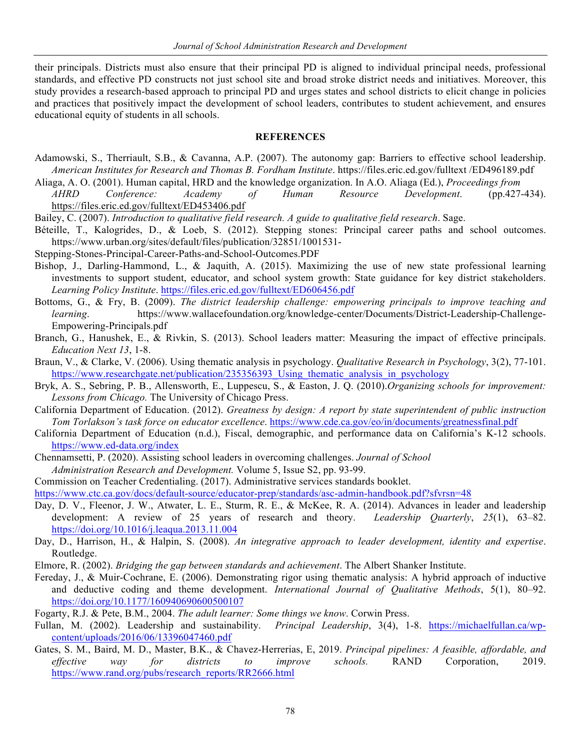their principals. Districts must also ensure that their principal PD is aligned to individual principal needs, professional standards, and effective PD constructs not just school site and broad stroke district needs and initiatives. Moreover, this study provides a research-based approach to principal PD and urges states and school districts to elicit change in policies and practices that positively impact the development of school leaders, contributes to student achievement, and ensures educational equity of students in all schools.

## REFERENCES

Adamowski, S., Therriault, S.B., & Cavanna, A.P. (2007). The autonomy gap: Barriers to effective school leadership. *American Institutes for Research and Thomas B. Fordham Institute*. https://files.eric.ed.gov/fulltext /ED496189.pdf

Aliaga, A. O. (2001). Human capital, HRD and the knowledge organization. In A.O. Aliaga (Ed.), *Proceedings from AHRD Conference: Academy of Human Resource Development*. (pp.427-434). https://files.eric.ed.gov/fulltext/ED453406.pdf

Bailey, C. (2007). *Introduction to qualitative field research. A guide to qualitative field research*. Sage.

Béteille, T., Kalogrides, D., & Loeb, S. (2012). Stepping stones: Principal career paths and school outcomes. https://www.urban.org/sites/default/files/publication/32851/1001531-Stepping-Stones-Principal-Career-Paths-and-School-Outcomes.PDF

Bishop, J., Darling-Hammond, L., & Jaquith, A. (2015). Maximizing the use of new state professional learning investments to support student, educator, and school system growth: State guidance for key district stakeholders. *Learning Policy Institute*. https://files.eric.ed.gov/fulltext/ED606456.pdf

Bottoms, G., & Fry, B. (2009). *The district leadership challenge: empowering principals to improve teaching and learning*. https://www.wallacefoundation.org/knowledge-center/Documents/District-Leadership-Challenge-Empowering-Principals.pdf

Branch, G., Hanushek, E., & Rivkin, S. (2013). School leaders matter: Measuring the impact of effective principals. *Education Next 13*, 1-8.

Braun, V., & Clarke, V. (2006). Using thematic analysis in psychology. *Qualitative Research in Psychology*, 3(2), 77-101. https://www.researchgate.net/publication/235356393_Using_thematic_analysis_in_psychology

Bryk, A. S., Sebring, P. B., Allensworth, E., Luppescu, S., & Easton, J. Q. (2010).*Organizing schools for improvement: Lessons from Chicago.* The University of Chicago Press.

California Department of Education. (2012). *Greatness by design: A report by state superintendent of public instruction Tom Torlakson's task force on educator excellence*. https://www.cde.ca.gov/eo/in/documents/greatnessfinal.pdf

California Department of Education (n.d.), Fiscal, demographic, and performance data on California's K-12 schools. https://www.ed-data.org/index

Chennamsetti, P. (2020). Assisting school leaders in overcoming challenges. *Journal of School Administration Research and Development.* Volume 5, Issue S2, pp. 93-99.

Commission on Teacher Credentialing. (2017). Administrative services standards booklet. https://www.ctc.ca.gov/docs/default-source/educator-prep/standards/asc-admin-handbook.pdf?sfvrsn=48

Day, D. V., Fleenor, J. W., Atwater, L. E., Sturm, R. E., & McKee, R. A. (2014). Advances in leader and leadership development: A review of 25 years of research and theory. *Leadership Quarterly*, *25*(1), 63–82. https://doi.org/10.1016/j.leaqua.2013.11.004

Day, D., Harrison, H., & Halpin, S. (2008). *An integrative approach to leader development, identity and expertise*. Routledge.

Elmore, R. (2002). *Bridging the gap between standards and achievement*. The Albert Shanker Institute.

Fereday, J., & Muir-Cochrane, E. (2006). Demonstrating rigor using thematic analysis: A hybrid approach of inductive and deductive coding and theme development. *International Journal of Qualitative Methods*, 5(1), 80–92. https://doi.org/10.1177/160940690600500107

Fogarty, R.J. & Pete, B.M., 2004. *The adult learner: Some things we know*. Corwin Press.

Fullan, M. (2002). Leadership and sustainability. *Principal Leadership*, 3(4), 1-8. https://michaelfullan.ca/wp-content/uploads/2016/06/13396047460.pdf

Gates, S. M., Baird, M. D., Master, B.K., & Chavez-Herrerias, E, 2019. *Principal pipelines: A feasible, affordable, and effective way for districts to improve schools.* RAND Corporation, 2019. https://www.rand.org/pubs/research_reports/RR2666.html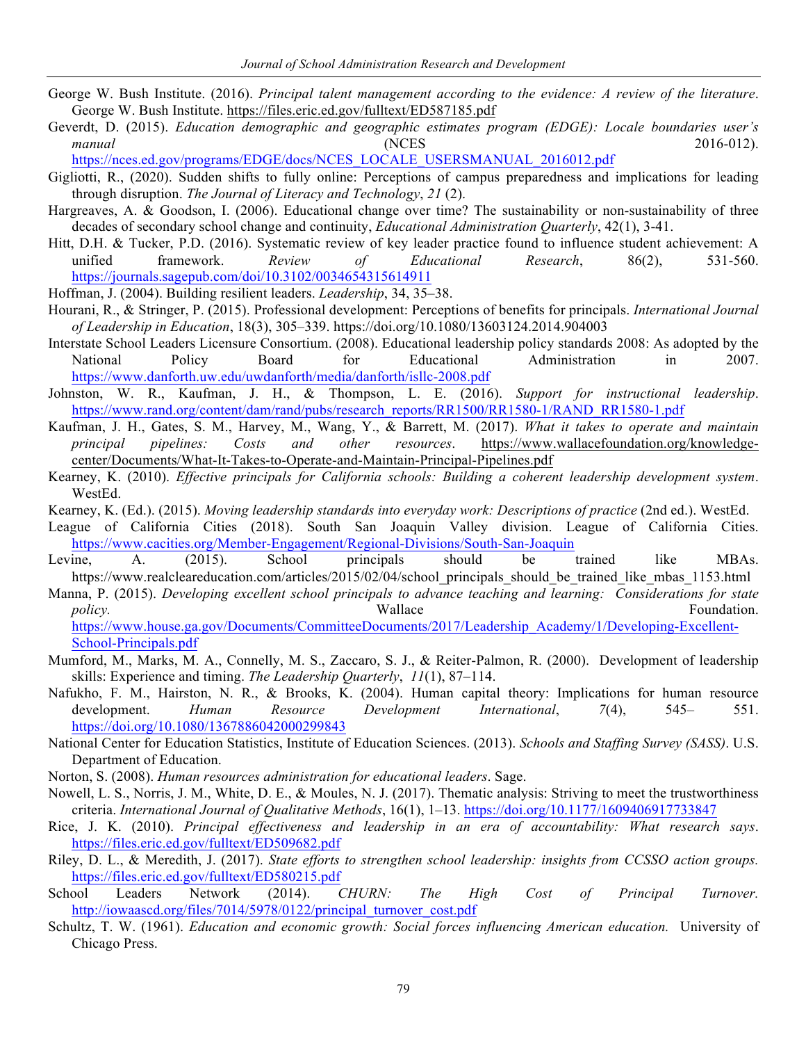George W. Bush Institute. (2016). *Principal talent management according to the evidence: A review of the literature*. George W. Bush Institute. https://files.eric.ed.gov/fulltext/ED587185.pdf

Geverdt, D. (2015). *Education demographic and geographic estimates program (EDGE): Locale boundaries user's manual* (NCES 2016-012). https://nces.ed.gov/programs/EDGE/docs/NCES_LOCALE_USERSMANUAL_2016012.pdf

Gigliotti, R., (2020). Sudden shifts to fully online: Perceptions of campus preparedness and implications for leading through disruption. *The Journal of Literacy and Technology*, *21* (2).

Hargreaves, A. & Goodson, I. (2006). Educational change over time? The sustainability or non-sustainability of three decades of secondary school change and continuity, *Educational Administration Quarterly*, 42(1), 3-41.

Hitt, D.H. & Tucker, P.D. (2016). Systematic review of key leader practice found to influence student achievement: A unified framework. *Review of Educational Research*, 86(2), 531-560. https://journals.sagepub.com/doi/10.3102/0034654315614911

Hoffman, J. (2004). Building resilient leaders. *Leadership*, 34, 35–38.

Hourani, R., & Stringer, P. (2015). Professional development: Perceptions of benefits for principals. *International Journal of Leadership in Education*, 18(3), 305–339. https://doi.org/10.1080/13603124.2014.904003

Interstate School Leaders Licensure Consortium. (2008). Educational leadership policy standards 2008: As adopted by the National Policy Board for Educational Administration in 2007. https://www.danforth.uw.edu/uwdanforth/media/danforth/isllc-2008.pdf

Johnston, W. R., Kaufman, J. H., & Thompson, L. E. (2016). *Support for instructional leadership*. https://www.rand.org/content/dam/rand/pubs/research_reports/RR1500/RR1580-1/RAND_RR1580-1.pdf

Kaufman, J. H., Gates, S. M., Harvey, M., Wang, Y., & Barrett, M. (2017). *What it takes to operate and maintain principal pipelines: Costs and other resources*. https://www.wallacefoundation.org/knowledge-center/Documents/What-It-Takes-to-Operate-and-Maintain-Principal-Pipelines.pdf

Kearney, K. (2010). *Effective principals for California schools: Building a coherent leadership development system*. WestEd.

Kearney, K. (Ed.). (2015). *Moving leadership standards into everyday work: Descriptions of practice* (2nd ed.). WestEd.

League of California Cities (2018). South San Joaquin Valley division. League of California Cities. https://www.cacities.org/Member-Engagement/Regional-Divisions/South-San-Joaquin

Levine, A. (2015). School principals should be trained like MBAs. https://www.realcleareducation.com/articles/2015/02/04/school_principals_should_be_trained_like_mbas_1153.html

Manna, P. (2015). *Developing excellent school principals to advance teaching and learning: Considerations for state policy.* Wallace Foundation. https://www.house.ga.gov/Documents/CommitteeDocuments/2017/Leadership_Academy/1/Developing-Excellent-School-Principals.pdf

Mumford, M., Marks, M. A., Connelly, M. S., Zaccaro, S. J., & Reiter-Palmon, R. (2000). Development of leadership skills: Experience and timing. *The Leadership Quarterly*, *11*(1), 87–114.

Nafukho, F. M., Hairston, N. R., & Brooks, K. (2004). Human capital theory: Implications for human resource development. *Human Resource Development International*, *7*(4), 545– 551. https://doi.org/10.1080/1367886042000299843

National Center for Education Statistics, Institute of Education Sciences. (2013). *Schools and Staffing Survey (SASS)*. U.S. Department of Education.

Norton, S. (2008). *Human resources administration for educational leaders*. Sage.

Nowell, L. S., Norris, J. M., White, D. E., & Moules, N. J. (2017). Thematic analysis: Striving to meet the trustworthiness criteria. *International Journal of Qualitative Methods*, 16(1), 1–13. https://doi.org/10.1177/1609406917733847

Rice, J. K. (2010). *Principal effectiveness and leadership in an era of accountability: What research says*. https://files.eric.ed.gov/fulltext/ED509682.pdf

Riley, D. L., & Meredith, J. (2017). *State efforts to strengthen school leadership: insights from CCSSO action groups.* https://files.eric.ed.gov/fulltext/ED580215.pdf

School Leaders Network (2014). *CHURN: The High Cost of Principal Turnover.* http://iowaascd.org/files/7014/5978/0122/principal_turnover_cost.pdf

Schultz, T. W. (1961). *Education and economic growth: Social forces influencing American education.* University of Chicago Press.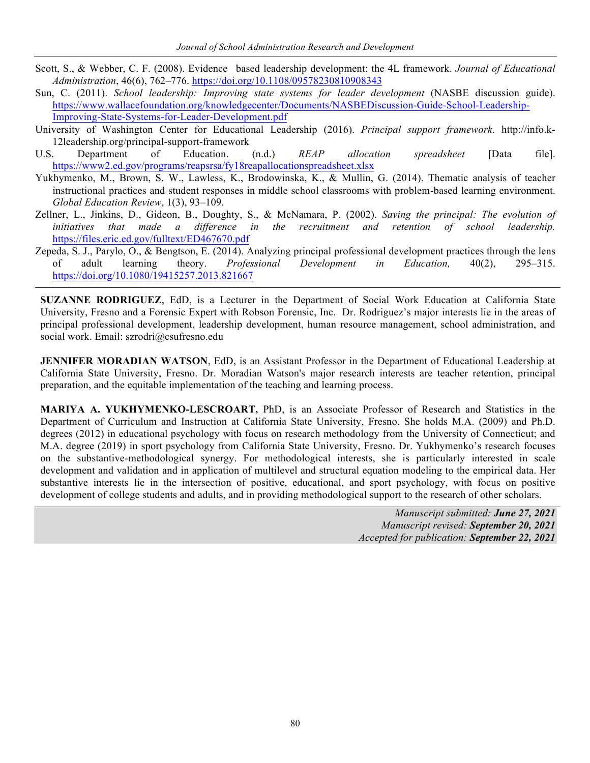Scott, S., & Webber, C. F. (2008). Evidence based leadership development: the 4L framework. *Journal of Educational Administration*, 46(6), 762–776. https://doi.org/10.1108/09578230810908343

Sun, C. (2011). *School leadership: Improving state systems for leader development* (NASBE discussion guide). https://www.wallacefoundation.org/knowledgecenter/Documents/NASBEDiscussion-Guide-School-Leadership-Improving-State-Systems-for-Leader-Development.pdf

University of Washington Center for Educational Leadership (2016). *Principal support framework*. http://info.k-12leadership.org/principal-support-framework

U.S. Department of Education. (n.d.) *REAP allocation spreadsheet* [Data file]. https://www2.ed.gov/programs/reapsrsa/fy18reapallocationspreadsheet.xlsx

Yukhymenko, M., Brown, S. W., Lawless, K., Brodowinska, K., & Mullin, G. (2014). Thematic analysis of teacher instructional practices and student responses in middle school classrooms with problem-based learning environment. *Global Education Review*, 1(3), 93–109.

Zellner, L., Jinkins, D., Gideon, B., Doughty, S., & McNamara, P. (2002). *Saving the principal: The evolution of initiatives that made a difference in the recruitment and retention of school leadership.* https://files.eric.ed.gov/fulltext/ED467670.pdf

Zepeda, S. J., Parylo, O., & Bengtson, E. (2014). Analyzing principal professional development practices through the lens of adult learning theory. *Professional Development in Education,* 40(2), 295–315. https://doi.org/10.1080/19415257.2013.821667

---

**SUZANNE RODRIGUEZ**, EdD, is a Lecturer in the Department of Social Work Education at California State University, Fresno and a Forensic Expert with Robson Forensic, Inc. Dr. Rodriguez's major interests lie in the areas of principal professional development, leadership development, human resource management, school administration, and social work. Email: szrodri@csufresno.edu

**JENNIFER MORADIAN WATSON**, EdD, is an Assistant Professor in the Department of Educational Leadership at California State University, Fresno. Dr. Moradian Watson's major research interests are teacher retention, principal preparation, and the equitable implementation of the teaching and learning process.

**MARIYA A. YUKHYMENKO-LESCROART,** PhD, is an Associate Professor of Research and Statistics in the Department of Curriculum and Instruction at California State University, Fresno. She holds M.A. (2009) and Ph.D. degrees (2012) in educational psychology with focus on research methodology from the University of Connecticut; and M.A. degree (2019) in sport psychology from California State University, Fresno. Dr. Yukhymenko's research focuses on the substantive-methodological synergy. For methodological interests, she is particularly interested in scale development and validation and in application of multilevel and structural equation modeling to the empirical data. Her substantive interests lie in the intersection of positive, educational, and sport psychology, with focus on positive development of college students and adults, and in providing methodological support to the research of other scholars.

*Manuscript submitted:* ***June 27, 2021***
*Manuscript revised:* ***September 20, 2021***
*Accepted for publication:* ***September 22, 2021***